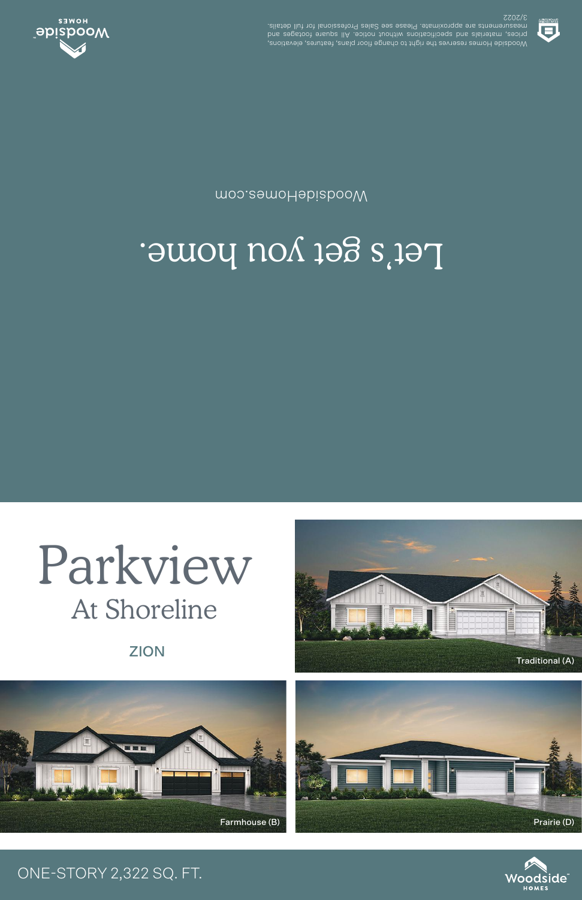Woodside Homes reserves the right to change floor plans, features, elevations, prices, materials and specifications without notice. All square footages and measurements are approximate. Please see Sales Professional for full details. 3/2022

# Let's get you home.

WoodsideHomes.com

# Parkview

## At Shoreline

### ZION

Traditional (A)

Farmhouse (B)

Prairie (D)

ONE-STORY 2,322 SQ. FT.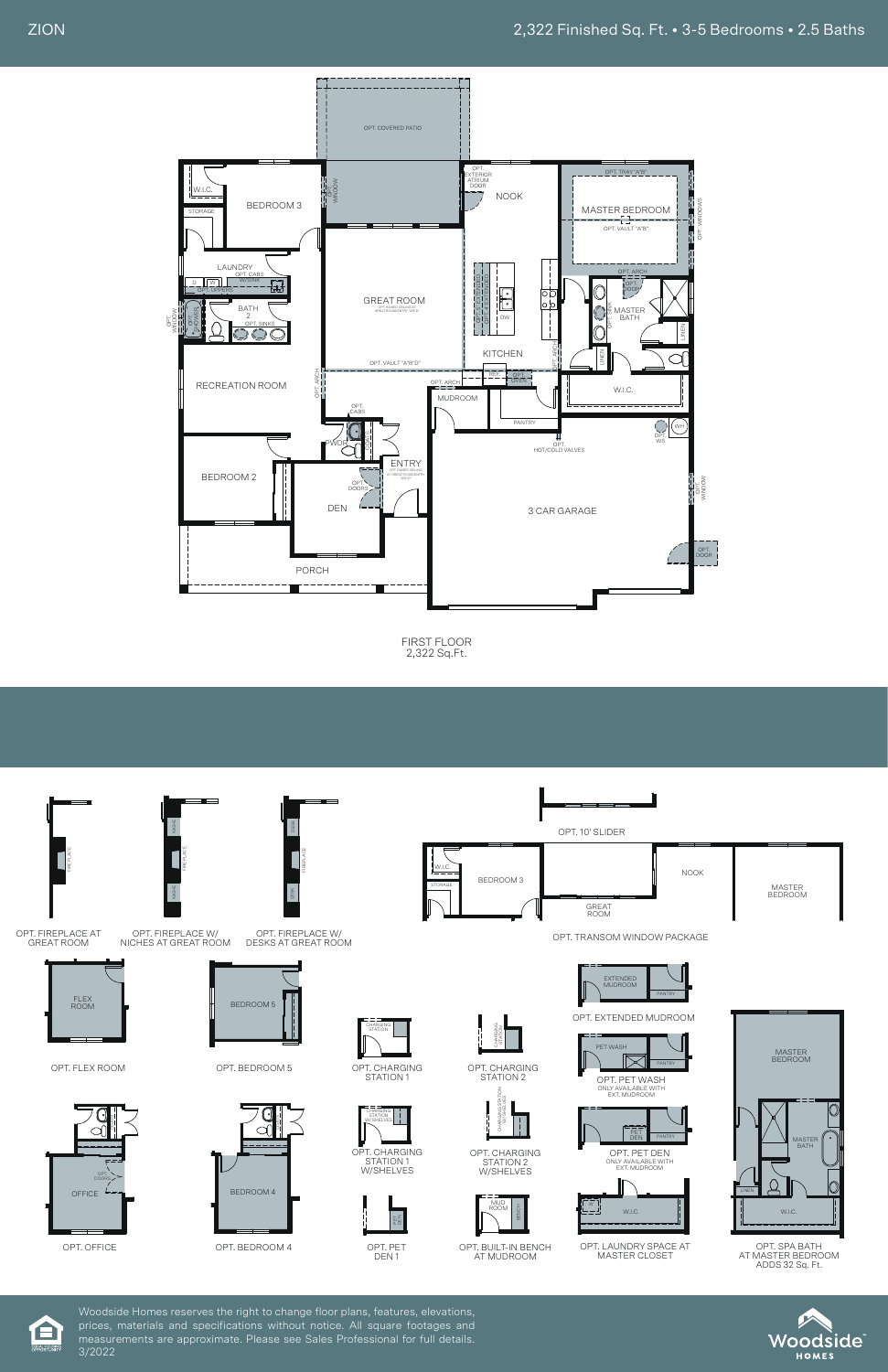# ZION

2,322 Finished Sq. Ft. • 3-5 Bedrooms • 2.5 Baths

OPT. COVERED PATIO

W.I.C.

BEDROOM 3

STORAGE

OPT. WINDOW

OPT. EXTERIOR ATRIUM DOOR

NOOK

OPT. TRAY "A"B"

MASTER BEDROOM

OPT. VAULT "A"B"

OPT. WINDOWS

LAUNDRY

OPT. CABS W/SINK

OPT. UPPERS

BATH 2

OPT. SINKS

OPT. WINDOW

OPT. SHOWER

GREAT ROOM

OPT. RAISED CEILING AT GREAT ROOM/ENTRY "A"B"D"

OPT. VAULT "A"B"D"

DW

KITCHEN

OPT. ARCH

OPT. DOOR

MASTER BATH

OPT. SINK

LINEN

LINEN

RECREATION ROOM

OPT. ARCH

OPT. ARCH

REF

OPT. PANTRY

OPT. ARCH

W.I.C.

MUDROOM

PANTRY

OPT. CABS

PWDR

OPT. HOT/COLD VALVES

WH

OPT. WS

ENTRY

OPT. RAISED CEILING AT GREAT ROOM/ENTRY "A"B"D"

BEDROOM 2

OPT. DOORS

DEN

3 CAR GARAGE

OPT. WINDOW

OPT. DOOR

PORCH

FIRST FLOOR
2,322 Sq.Ft.

FIREPLACE

OPT. FIREPLACE AT GREAT ROOM

NICHE

FIREPLACE

NICHE

OPT. FIREPLACE W/ NICHES AT GREAT ROOM

DESK

FIREPLACE

DESK

OPT. FIREPLACE W/ DESKS AT GREAT ROOM

OPT. 10' SLIDER

W.I.C.

STORAGE

BEDROOM 3

GREAT ROOM

NOOK

MASTER BEDROOM

OPT. TRANSOM WINDOW PACKAGE

FLEX ROOM

OPT. FLEX ROOM

BEDROOM 5

OPT. BEDROOM 5

CHARGING STATION

OPT. CHARGING STATION 1

CHARGING STATION

OPT. CHARGING STATION 2

EXTENDED MUDROOM

PANTRY

OPT. EXTENDED MUDROOM

PET WASH

PANTRY

OPT. PET WASH
ONLY AVAILABLE WITH EXT. MUDROOM

MASTER BEDROOM

MASTER BATH

OPT. DOORS

OFFICE

OPT. OFFICE

BEDROOM 4

OPT. BEDROOM 4

CHARGING STATION W/SHELVES

OPT. CHARGING STATION 1 W/SHELVES

CHARGING STATION W/SHELVES

OPT. CHARGING STATION 2 W/SHELVES

PET DEN

PANTRY

OPT. PET DEN
ONLY AVAILABLE WITH EXT. MUDROOM

PET DEN

OPT. PET DEN 1

MUD ROOM

BENCH

OPT. BUILT-IN BENCH AT MUDROOM

W.I.C.

OPT. LAUNDRY SPACE AT MASTER CLOSET

LINEN

W.I.C.

OPT. SPA BATH AT MASTER BEDROOM ADDS 32 Sq. Ft.

Woodside Homes reserves the right to change floor plans, features, elevations, prices, materials and specifications without notice. All square footages and measurements are approximate. Please see Sales Professional for full details. 3/2022

Woodside™ HOMES